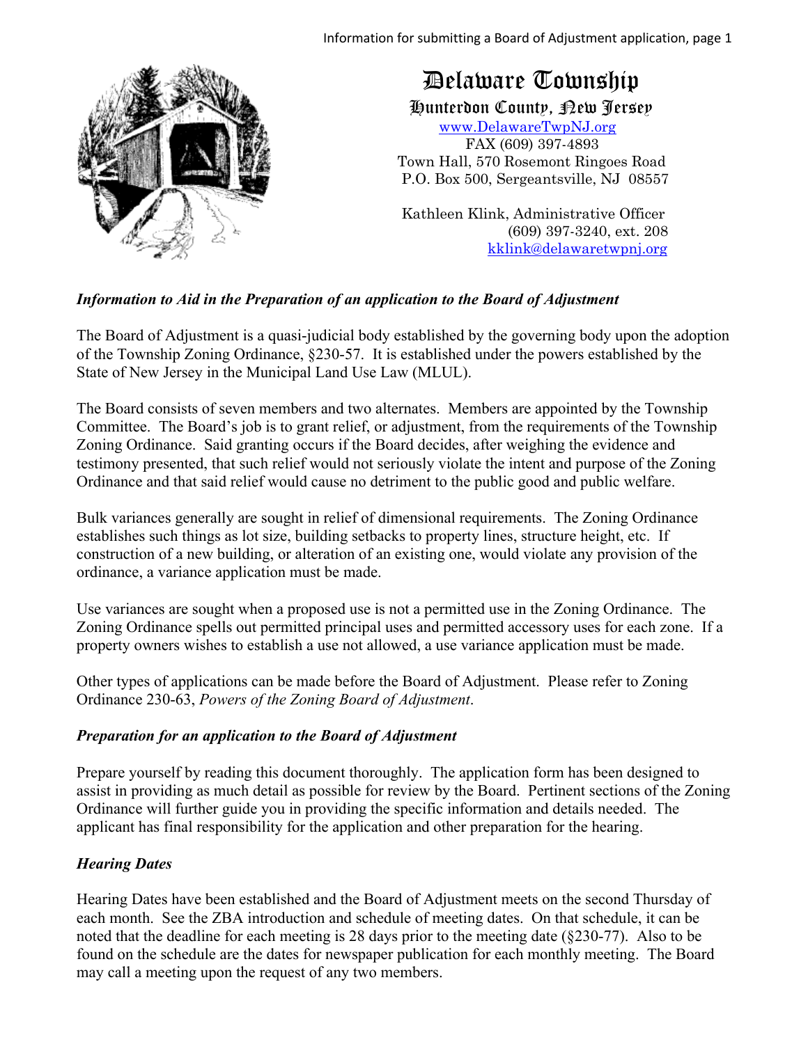# Delaware Township

## Hunterdon County, New Jersey

www.DelawareTwpNJ.org
FAX (609) 397-4893
Town Hall, 570 Rosemont Ringoes Road
P.O. Box 500, Sergeantsville, NJ 08557

Kathleen Klink, Administrative Officer
(609) 397-3240, ext. 208
kklink@delawaretwpnj.org

### *Information to Aid in the Preparation of an application to the Board of Adjustment*

The Board of Adjustment is a quasi-judicial body established by the governing body upon the adoption of the Township Zoning Ordinance, §230-57. It is established under the powers established by the State of New Jersey in the Municipal Land Use Law (MLUL).

The Board consists of seven members and two alternates. Members are appointed by the Township Committee. The Board's job is to grant relief, or adjustment, from the requirements of the Township Zoning Ordinance. Said granting occurs if the Board decides, after weighing the evidence and testimony presented, that such relief would not seriously violate the intent and purpose of the Zoning Ordinance and that said relief would cause no detriment to the public good and public welfare.

Bulk variances generally are sought in relief of dimensional requirements. The Zoning Ordinance establishes such things as lot size, building setbacks to property lines, structure height, etc. If construction of a new building, or alteration of an existing one, would violate any provision of the ordinance, a variance application must be made.

Use variances are sought when a proposed use is not a permitted use in the Zoning Ordinance. The Zoning Ordinance spells out permitted principal uses and permitted accessory uses for each zone. If a property owners wishes to establish a use not allowed, a use variance application must be made.

Other types of applications can be made before the Board of Adjustment. Please refer to Zoning Ordinance 230-63, *Powers of the Zoning Board of Adjustment*.

### *Preparation for an application to the Board of Adjustment*

Prepare yourself by reading this document thoroughly. The application form has been designed to assist in providing as much detail as possible for review by the Board. Pertinent sections of the Zoning Ordinance will further guide you in providing the specific information and details needed. The applicant has final responsibility for the application and other preparation for the hearing.

### *Hearing Dates*

Hearing Dates have been established and the Board of Adjustment meets on the second Thursday of each month. See the ZBA introduction and schedule of meeting dates. On that schedule, it can be noted that the deadline for each meeting is 28 days prior to the meeting date (§230-77). Also to be found on the schedule are the dates for newspaper publication for each monthly meeting. The Board may call a meeting upon the request of any two members.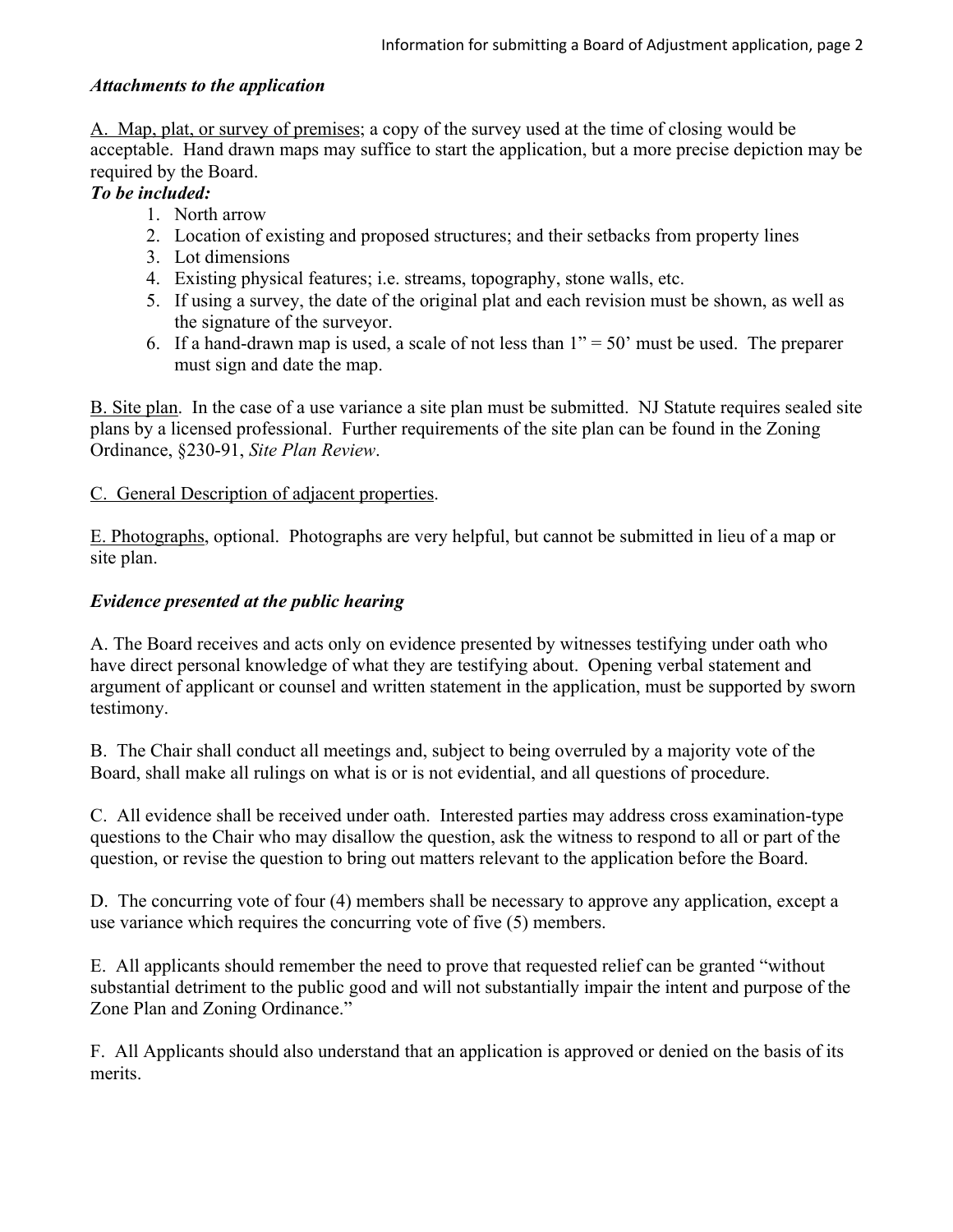***Attachments to the application***

A. Map, plat, or survey of premises; a copy of the survey used at the time of closing would be acceptable. Hand drawn maps may suffice to start the application, but a more precise depiction may be required by the Board.

***To be included:***

1. North arrow
2. Location of existing and proposed structures; and their setbacks from property lines
3. Lot dimensions
4. Existing physical features; i.e. streams, topography, stone walls, etc.
5. If using a survey, the date of the original plat and each revision must be shown, as well as the signature of the surveyor.
6. If a hand-drawn map is used, a scale of not less than 1" = 50' must be used. The preparer must sign and date the map.

B. Site plan. In the case of a use variance a site plan must be submitted. NJ Statute requires sealed site plans by a licensed professional. Further requirements of the site plan can be found in the Zoning Ordinance, §230-91, *Site Plan Review*.

C. General Description of adjacent properties.

E. Photographs, optional. Photographs are very helpful, but cannot be submitted in lieu of a map or site plan.

***Evidence presented at the public hearing***

A. The Board receives and acts only on evidence presented by witnesses testifying under oath who have direct personal knowledge of what they are testifying about. Opening verbal statement and argument of applicant or counsel and written statement in the application, must be supported by sworn testimony.

B. The Chair shall conduct all meetings and, subject to being overruled by a majority vote of the Board, shall make all rulings on what is or is not evidential, and all questions of procedure.

C. All evidence shall be received under oath. Interested parties may address cross examination-type questions to the Chair who may disallow the question, ask the witness to respond to all or part of the question, or revise the question to bring out matters relevant to the application before the Board.

D. The concurring vote of four (4) members shall be necessary to approve any application, except a use variance which requires the concurring vote of five (5) members.

E. All applicants should remember the need to prove that requested relief can be granted "without substantial detriment to the public good and will not substantially impair the intent and purpose of the Zone Plan and Zoning Ordinance."

F. All Applicants should also understand that an application is approved or denied on the basis of its merits.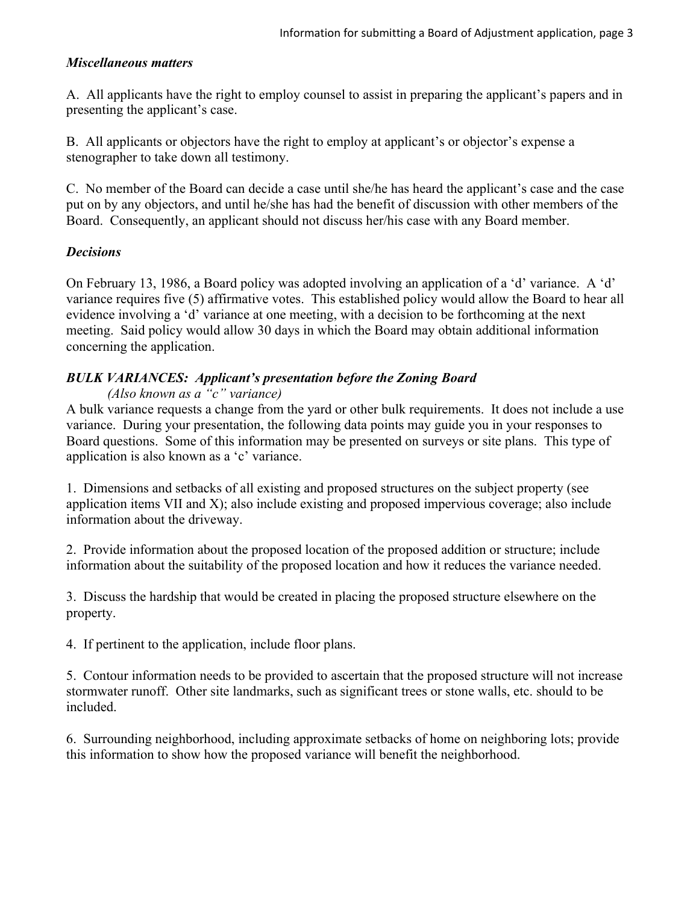*Miscellaneous matters*

A. All applicants have the right to employ counsel to assist in preparing the applicant's papers and in presenting the applicant's case.

B. All applicants or objectors have the right to employ at applicant's or objector's expense a stenographer to take down all testimony.

C. No member of the Board can decide a case until she/he has heard the applicant's case and the case put on by any objectors, and until he/she has had the benefit of discussion with other members of the Board. Consequently, an applicant should not discuss her/his case with any Board member.

*Decisions*

On February 13, 1986, a Board policy was adopted involving an application of a 'd' variance. A 'd' variance requires five (5) affirmative votes. This established policy would allow the Board to hear all evidence involving a 'd' variance at one meeting, with a decision to be forthcoming at the next meeting. Said policy would allow 30 days in which the Board may obtain additional information concerning the application.

***BULK VARIANCES: Applicant's presentation before the Zoning Board***
*(Also known as a "c" variance)*

A bulk variance requests a change from the yard or other bulk requirements. It does not include a use variance. During your presentation, the following data points may guide you in your responses to Board questions. Some of this information may be presented on surveys or site plans. This type of application is also known as a 'c' variance.

1. Dimensions and setbacks of all existing and proposed structures on the subject property (see application items VII and X); also include existing and proposed impervious coverage; also include information about the driveway.

2. Provide information about the proposed location of the proposed addition or structure; include information about the suitability of the proposed location and how it reduces the variance needed.

3. Discuss the hardship that would be created in placing the proposed structure elsewhere on the property.

4. If pertinent to the application, include floor plans.

5. Contour information needs to be provided to ascertain that the proposed structure will not increase stormwater runoff. Other site landmarks, such as significant trees or stone walls, etc. should to be included.

6. Surrounding neighborhood, including approximate setbacks of home on neighboring lots; provide this information to show how the proposed variance will benefit the neighborhood.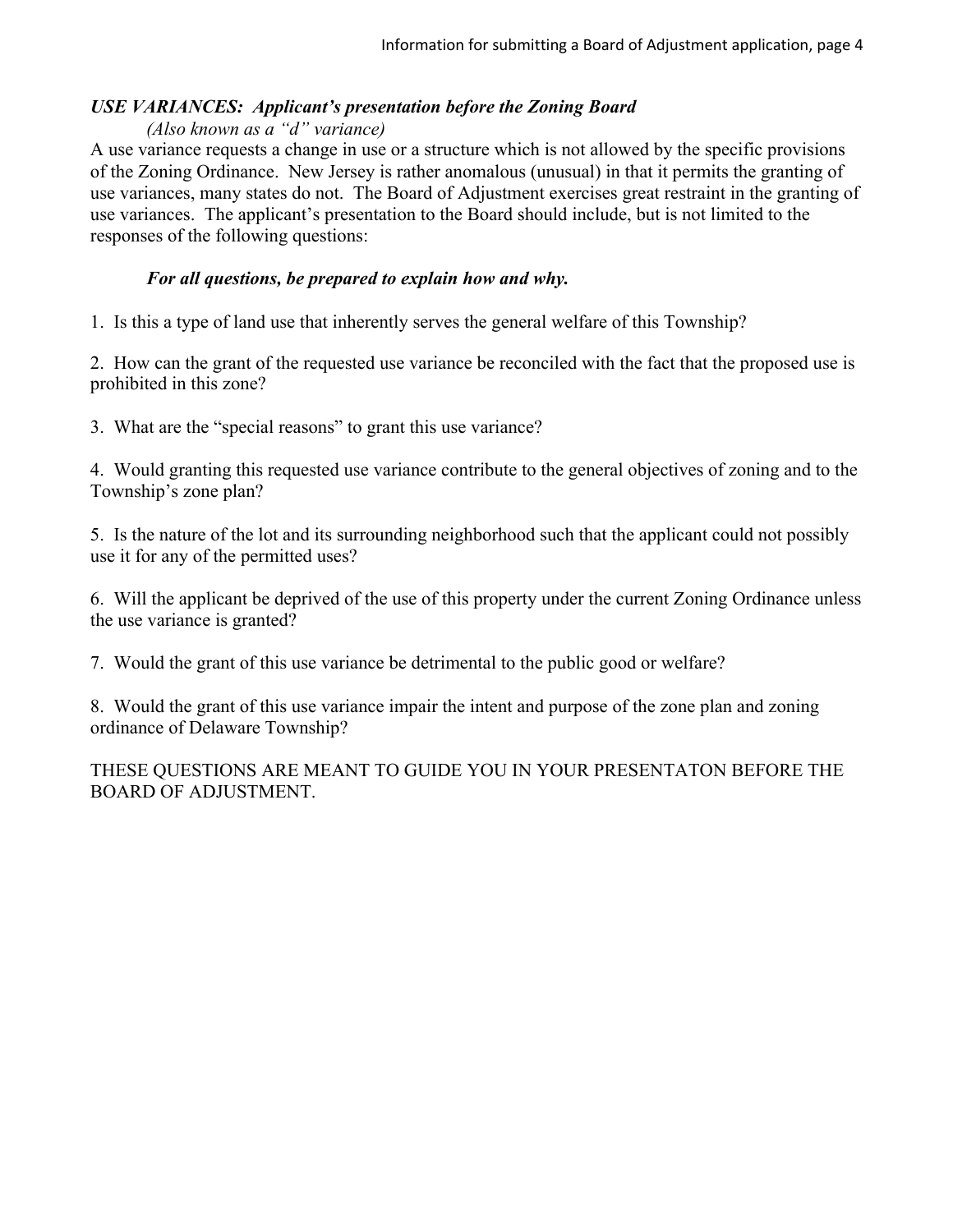### *USE VARIANCES: Applicant's presentation before the Zoning Board*

*(Also known as a "d" variance)*

A use variance requests a change in use or a structure which is not allowed by the specific provisions of the Zoning Ordinance. New Jersey is rather anomalous (unusual) in that it permits the granting of use variances, many states do not. The Board of Adjustment exercises great restraint in the granting of use variances. The applicant's presentation to the Board should include, but is not limited to the responses of the following questions:

***For all questions, be prepared to explain how and why.***

1. Is this a type of land use that inherently serves the general welfare of this Township?

2. How can the grant of the requested use variance be reconciled with the fact that the proposed use is prohibited in this zone?

3. What are the "special reasons" to grant this use variance?

4. Would granting this requested use variance contribute to the general objectives of zoning and to the Township's zone plan?

5. Is the nature of the lot and its surrounding neighborhood such that the applicant could not possibly use it for any of the permitted uses?

6. Will the applicant be deprived of the use of this property under the current Zoning Ordinance unless the use variance is granted?

7. Would the grant of this use variance be detrimental to the public good or welfare?

8. Would the grant of this use variance impair the intent and purpose of the zone plan and zoning ordinance of Delaware Township?

THESE QUESTIONS ARE MEANT TO GUIDE YOU IN YOUR PRESENTATON BEFORE THE BOARD OF ADJUSTMENT.